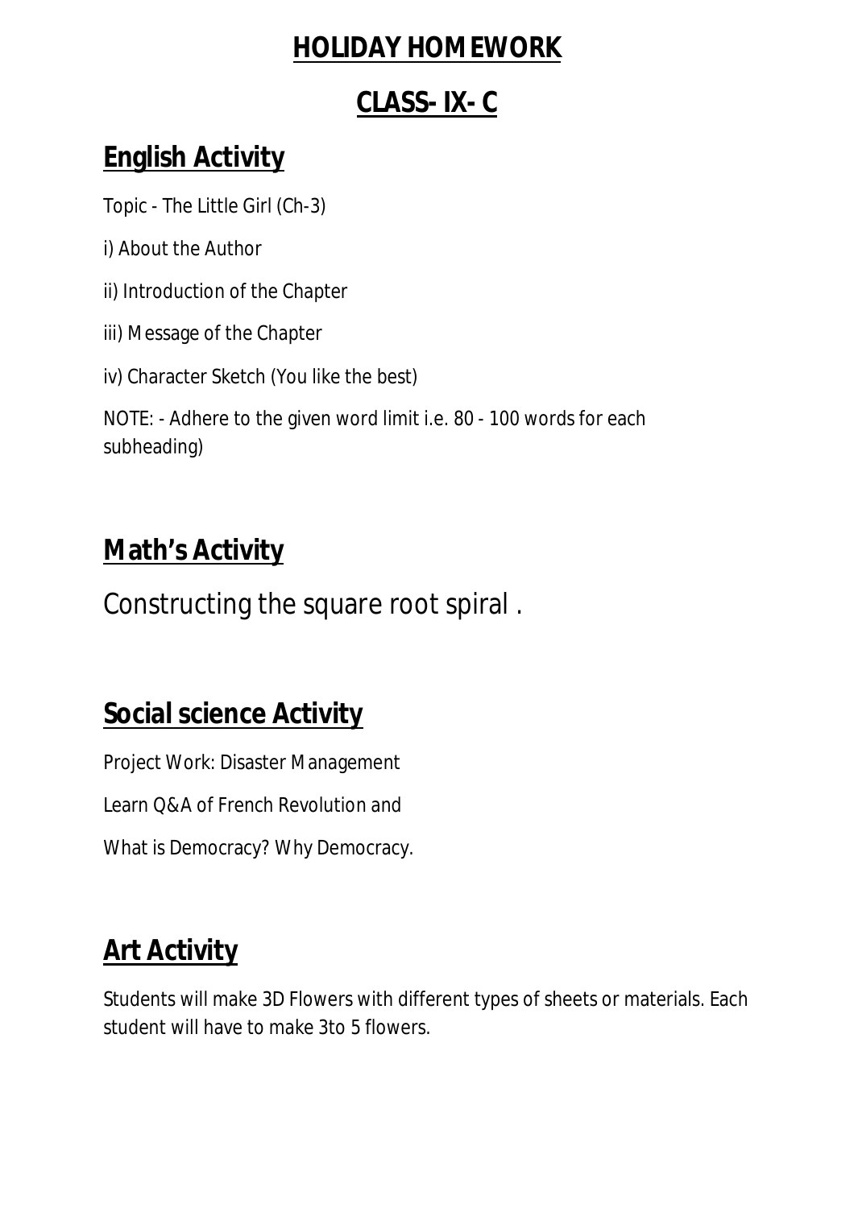# HOLIDAY HOMEWORK

# CLASS- IX- C

## English Activity

Topic - The Little Girl (Ch-3)

i) About the Author

ii) Introduction of the Chapter

iii) Message of the Chapter

iv) Character Sketch (You like the best)

NOTE: - Adhere to the given word limit i.e. 80 - 100 words for each subheading)

## Math's Activity

Constructing the square root spiral .

## Social science Activity

Project Work: Disaster Management

Learn Q&A of French Revolution and

What is Democracy? Why Democracy.

## Art Activity

Students will make 3D Flowers with different types of sheets or materials. Each student will have to make 3to 5 flowers.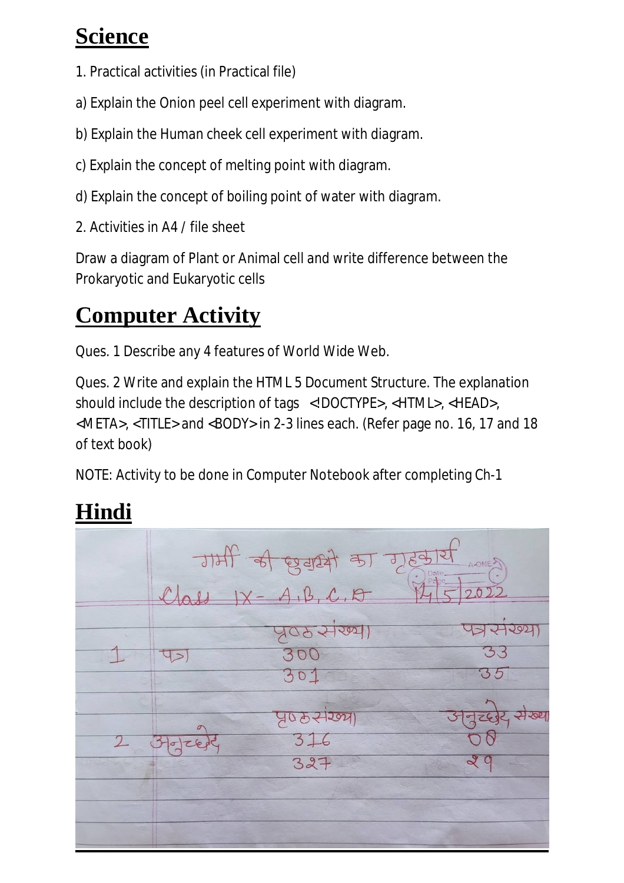# Science

1. Practical activities (in Practical file)

a) Explain the Onion peel cell experiment with diagram.

b) Explain the Human cheek cell experiment with diagram.

c) Explain the concept of melting point with diagram.

d) Explain the concept of boiling point of water with diagram.

2. Activities in A4 / file sheet

Draw a diagram of Plant or Animal cell and write difference between the Prokaryotic and Eukaryotic cells

# Computer Activity

Ques. 1 Describe any 4 features of World Wide Web.

Ques. 2 Write and explain the HTML 5 Document Structure. The explanation should include the description of tags <!DOCTYPE>, <HTML>, <HEAD>, <META>, <TITLE> and <BODY> in 2-3 lines each. (Refer page no. 16, 17 and 18 of text book)

NOTE: Activity to be done in Computer Notebook after completing Ch-1

# Hindi

गर्मी की छुट्टियों का गृहकार्य

Class IX – A, B, C, D 14/5/2022

| | | पृष्ठ संख्या | पत्र संख्या |
|---|---|---|---|
| 1 | पत्र | 300 | 33 |
| | | 301 | 35 |

| | | पृष्ठ संख्या | अनुच्छेद संख्या |
|---|---|---|---|
| 2 | अनुच्छेद | 316 | 08 |
| | | 327 | २9 |